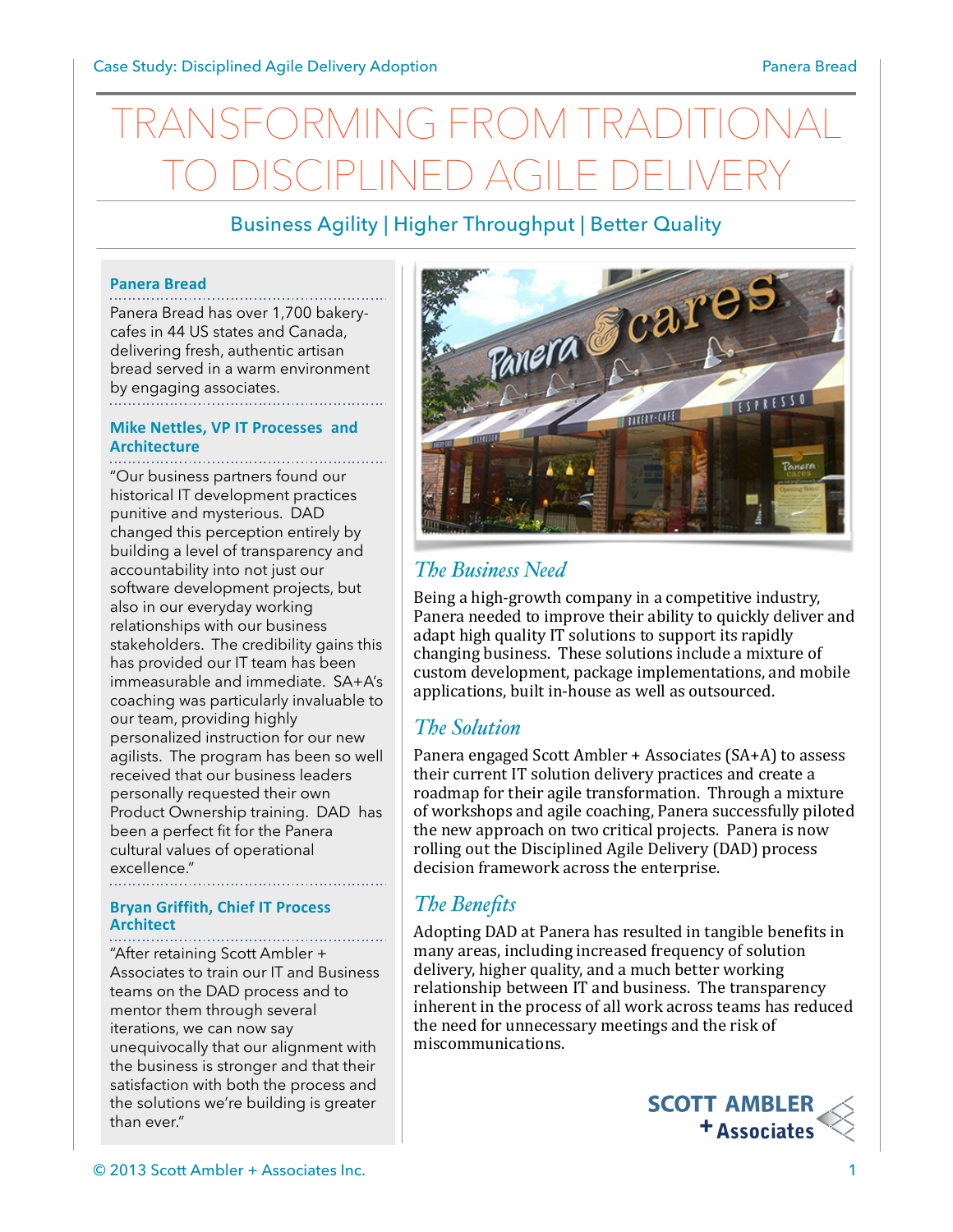# TRANSFORMING FROM TRADITIONAL TO DISCIPLINED AGILE DELIVERY

## Business Agility | Higher Throughput | Better Quality

### Panera Bread

Panera Bread has over 1,700 bakery-cafes in 44 US states and Canada, delivering fresh, authentic artisan bread served in a warm environment by engaging associates.

### Mike Nettles, VP IT Processes and Architecture

"Our business partners found our historical IT development practices punitive and mysterious. DAD changed this perception entirely by building a level of transparency and accountability into not just our software development projects, but also in our everyday working relationships with our business stakeholders. The credibility gains this has provided our IT team has been immeasurable and immediate. SA+A's coaching was particularly invaluable to our team, providing highly personalized instruction for our new agilists. The program has been so well received that our business leaders personally requested their own Product Ownership training. DAD has been a perfect fit for the Panera cultural values of operational excellence."

### Bryan Griffith, Chief IT Process Architect

"After retaining Scott Ambler + Associates to train our IT and Business teams on the DAD process and to mentor them through several iterations, we can now say unequivocally that our alignment with the business is stronger and that their satisfaction with both the process and the solutions we're building is greater than ever."

## *The Business Need*

Being a high-growth company in a competitive industry, Panera needed to improve their ability to quickly deliver and adapt high quality IT solutions to support its rapidly changing business. These solutions include a mixture of custom development, package implementations, and mobile applications, built in-house as well as outsourced.

## *The Solution*

Panera engaged Scott Ambler + Associates (SA+A) to assess their current IT solution delivery practices and create a roadmap for their agile transformation. Through a mixture of workshops and agile coaching, Panera successfully piloted the new approach on two critical projects. Panera is now rolling out the Disciplined Agile Delivery (DAD) process decision framework across the enterprise.

## *The Benefits*

Adopting DAD at Panera has resulted in tangible benefits in many areas, including increased frequency of solution delivery, higher quality, and a much better working relationship between IT and business. The transparency inherent in the process of all work across teams has reduced the need for unnecessary meetings and the risk of miscommunications.

SCOTT AMBLER + Associates

© 2013 Scott Ambler + Associates Inc.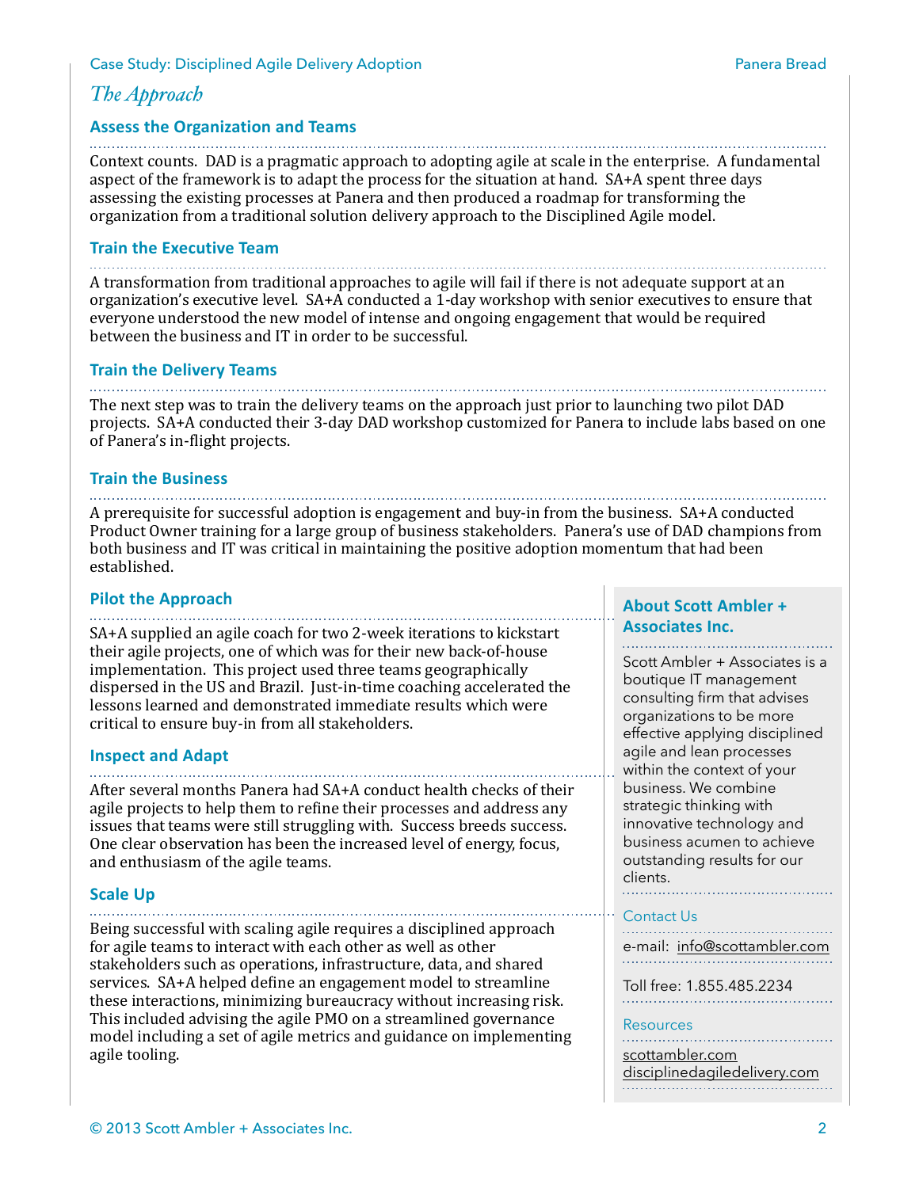## The Approach

### Assess the Organization and Teams

Context counts. DAD is a pragmatic approach to adopting agile at scale in the enterprise. A fundamental aspect of the framework is to adapt the process for the situation at hand. SA+A spent three days assessing the existing processes at Panera and then produced a roadmap for transforming the organization from a traditional solution delivery approach to the Disciplined Agile model.

### Train the Executive Team

A transformation from traditional approaches to agile will fail if there is not adequate support at an organization's executive level. SA+A conducted a 1-day workshop with senior executives to ensure that everyone understood the new model of intense and ongoing engagement that would be required between the business and IT in order to be successful.

### Train the Delivery Teams

The next step was to train the delivery teams on the approach just prior to launching two pilot DAD projects. SA+A conducted their 3-day DAD workshop customized for Panera to include labs based on one of Panera's in-flight projects.

### Train the Business

A prerequisite for successful adoption is engagement and buy-in from the business. SA+A conducted Product Owner training for a large group of business stakeholders. Panera's use of DAD champions from both business and IT was critical in maintaining the positive adoption momentum that had been established.

### Pilot the Approach

SA+A supplied an agile coach for two 2-week iterations to kickstart their agile projects, one of which was for their new back-of-house implementation. This project used three teams geographically dispersed in the US and Brazil. Just-in-time coaching accelerated the lessons learned and demonstrated immediate results which were critical to ensure buy-in from all stakeholders.

### Inspect and Adapt

After several months Panera had SA+A conduct health checks of their agile projects to help them to refine their processes and address any issues that teams were still struggling with. Success breeds success. One clear observation has been the increased level of energy, focus, and enthusiasm of the agile teams.

### Scale Up

Being successful with scaling agile requires a disciplined approach for agile teams to interact with each other as well as other stakeholders such as operations, infrastructure, data, and shared services. SA+A helped define an engagement model to streamline these interactions, minimizing bureaucracy without increasing risk. This included advising the agile PMO on a streamlined governance model including a set of agile metrics and guidance on implementing agile tooling.

### About Scott Ambler + Associates Inc.

Scott Ambler + Associates is a boutique IT management consulting firm that advises organizations to be more effective applying disciplined agile and lean processes within the context of your business. We combine strategic thinking with innovative technology and business acumen to achieve outstanding results for our clients.

**Contact Us**

e-mail: info@scottambler.com

Toll free: 1.855.485.2234

**Resources**

scottambler.com
disciplinedagiledelivery.com